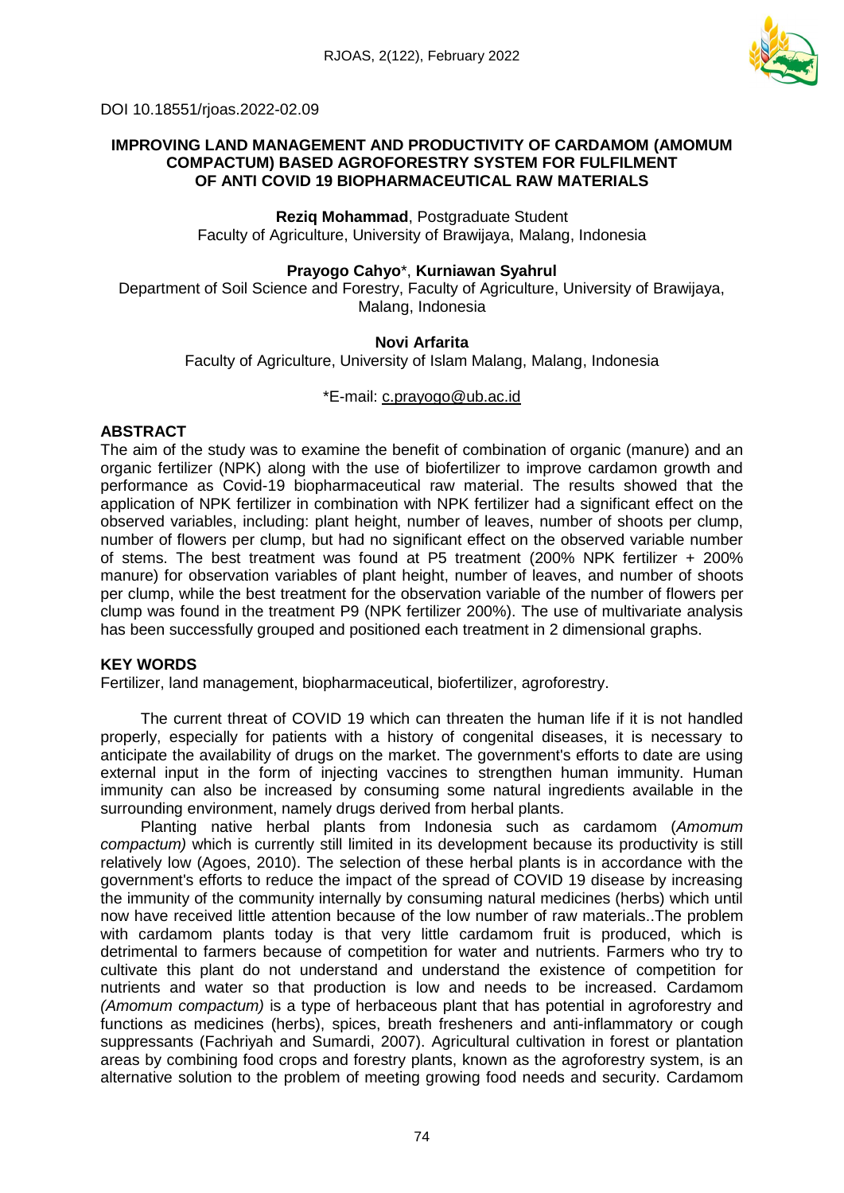DOI 10.18551/rjoas.2022-02.09

# IMPROVING LAND MANAGEMENT AND PRODUCTIVITY OF CARDAMOM (AMOMUM COMPACTUM) BASED AGROFORESTRY SYSTEM FOR FULFILMENT OF ANTI COVID 19 BIOPHARMACEUTICAL RAW MATERIALS

**Reziq Mohammad**, Postgraduate Student
Faculty of Agriculture, University of Brawijaya, Malang, Indonesia

**Prayogo Cahyo***, **Kurniawan Syahrul**
Department of Soil Science and Forestry, Faculty of Agriculture, University of Brawijaya, Malang, Indonesia

**Novi Arfarita**
Faculty of Agriculture, University of Islam Malang, Malang, Indonesia

*E-mail: c.prayogo@ub.ac.id

## ABSTRACT

The aim of the study was to examine the benefit of combination of organic (manure) and an organic fertilizer (NPK) along with the use of biofertilizer to improve cardamon growth and performance as Covid-19 biopharmaceutical raw material. The results showed that the application of NPK fertilizer in combination with NPK fertilizer had a significant effect on the observed variables, including: plant height, number of leaves, number of shoots per clump, number of flowers per clump, but had no significant effect on the observed variable number of stems. The best treatment was found at P5 treatment (200% NPK fertilizer + 200% manure) for observation variables of plant height, number of leaves, and number of shoots per clump, while the best treatment for the observation variable of the number of flowers per clump was found in the treatment P9 (NPK fertilizer 200%). The use of multivariate analysis has been successfully grouped and positioned each treatment in 2 dimensional graphs.

## KEY WORDS

Fertilizer, land management, biopharmaceutical, biofertilizer, agroforestry.

The current threat of COVID 19 which can threaten the human life if it is not handled properly, especially for patients with a history of congenital diseases, it is necessary to anticipate the availability of drugs on the market. The government's efforts to date are using external input in the form of injecting vaccines to strengthen human immunity. Human immunity can also be increased by consuming some natural ingredients available in the surrounding environment, namely drugs derived from herbal plants.

Planting native herbal plants from Indonesia such as cardamom (*Amomum compactum)* which is currently still limited in its development because its productivity is still relatively low (Agoes, 2010). The selection of these herbal plants is in accordance with the government's efforts to reduce the impact of the spread of COVID 19 disease by increasing the immunity of the community internally by consuming natural medicines (herbs) which until now have received little attention because of the low number of raw materials..The problem with cardamom plants today is that very little cardamom fruit is produced, which is detrimental to farmers because of competition for water and nutrients. Farmers who try to cultivate this plant do not understand and understand the existence of competition for nutrients and water so that production is low and needs to be increased. Cardamom *(Amomum compactum)* is a type of herbaceous plant that has potential in agroforestry and functions as medicines (herbs), spices, breath fresheners and anti-inflammatory or cough suppressants (Fachriyah and Sumardi, 2007). Agricultural cultivation in forest or plantation areas by combining food crops and forestry plants, known as the agroforestry system, is an alternative solution to the problem of meeting growing food needs and security. Cardamom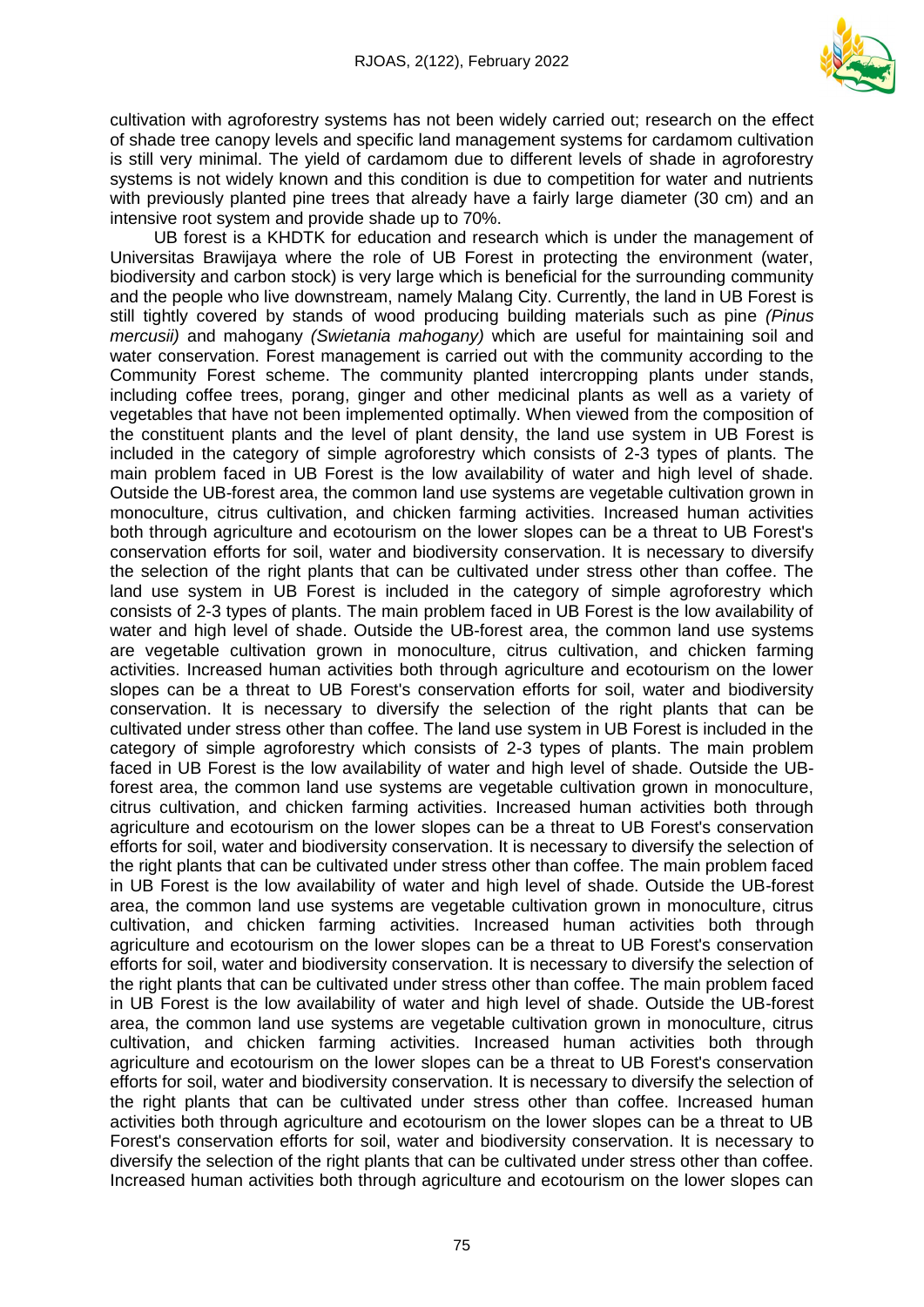cultivation with agroforestry systems has not been widely carried out; research on the effect of shade tree canopy levels and specific land management systems for cardamom cultivation is still very minimal. The yield of cardamom due to different levels of shade in agroforestry systems is not widely known and this condition is due to competition for water and nutrients with previously planted pine trees that already have a fairly large diameter (30 cm) and an intensive root system and provide shade up to 70%.

UB forest is a KHDTK for education and research which is under the management of Universitas Brawijaya where the role of UB Forest in protecting the environment (water, biodiversity and carbon stock) is very large which is beneficial for the surrounding community and the people who live downstream, namely Malang City. Currently, the land in UB Forest is still tightly covered by stands of wood producing building materials such as pine *(Pinus mercusii)* and mahogany *(Swietania mahogany)* which are useful for maintaining soil and water conservation. Forest management is carried out with the community according to the Community Forest scheme. The community planted intercropping plants under stands, including coffee trees, porang, ginger and other medicinal plants as well as a variety of vegetables that have not been implemented optimally. When viewed from the composition of the constituent plants and the level of plant density, the land use system in UB Forest is included in the category of simple agroforestry which consists of 2-3 types of plants. The main problem faced in UB Forest is the low availability of water and high level of shade. Outside the UB-forest area, the common land use systems are vegetable cultivation grown in monoculture, citrus cultivation, and chicken farming activities. Increased human activities both through agriculture and ecotourism on the lower slopes can be a threat to UB Forest's conservation efforts for soil, water and biodiversity conservation. It is necessary to diversify the selection of the right plants that can be cultivated under stress other than coffee. The land use system in UB Forest is included in the category of simple agroforestry which consists of 2-3 types of plants. The main problem faced in UB Forest is the low availability of water and high level of shade. Outside the UB-forest area, the common land use systems are vegetable cultivation grown in monoculture, citrus cultivation, and chicken farming activities. Increased human activities both through agriculture and ecotourism on the lower slopes can be a threat to UB Forest's conservation efforts for soil, water and biodiversity conservation. It is necessary to diversify the selection of the right plants that can be cultivated under stress other than coffee. The land use system in UB Forest is included in the category of simple agroforestry which consists of 2-3 types of plants. The main problem faced in UB Forest is the low availability of water and high level of shade. Outside the UB-forest area, the common land use systems are vegetable cultivation grown in monoculture, citrus cultivation, and chicken farming activities. Increased human activities both through agriculture and ecotourism on the lower slopes can be a threat to UB Forest's conservation efforts for soil, water and biodiversity conservation. It is necessary to diversify the selection of the right plants that can be cultivated under stress other than coffee. The main problem faced in UB Forest is the low availability of water and high level of shade. Outside the UB-forest area, the common land use systems are vegetable cultivation grown in monoculture, citrus cultivation, and chicken farming activities. Increased human activities both through agriculture and ecotourism on the lower slopes can be a threat to UB Forest's conservation efforts for soil, water and biodiversity conservation. It is necessary to diversify the selection of the right plants that can be cultivated under stress other than coffee. The main problem faced in UB Forest is the low availability of water and high level of shade. Outside the UB-forest area, the common land use systems are vegetable cultivation grown in monoculture, citrus cultivation, and chicken farming activities. Increased human activities both through agriculture and ecotourism on the lower slopes can be a threat to UB Forest's conservation efforts for soil, water and biodiversity conservation. It is necessary to diversify the selection of the right plants that can be cultivated under stress other than coffee. Increased human activities both through agriculture and ecotourism on the lower slopes can be a threat to UB Forest's conservation efforts for soil, water and biodiversity conservation. It is necessary to diversify the selection of the right plants that can be cultivated under stress other than coffee. Increased human activities both through agriculture and ecotourism on the lower slopes can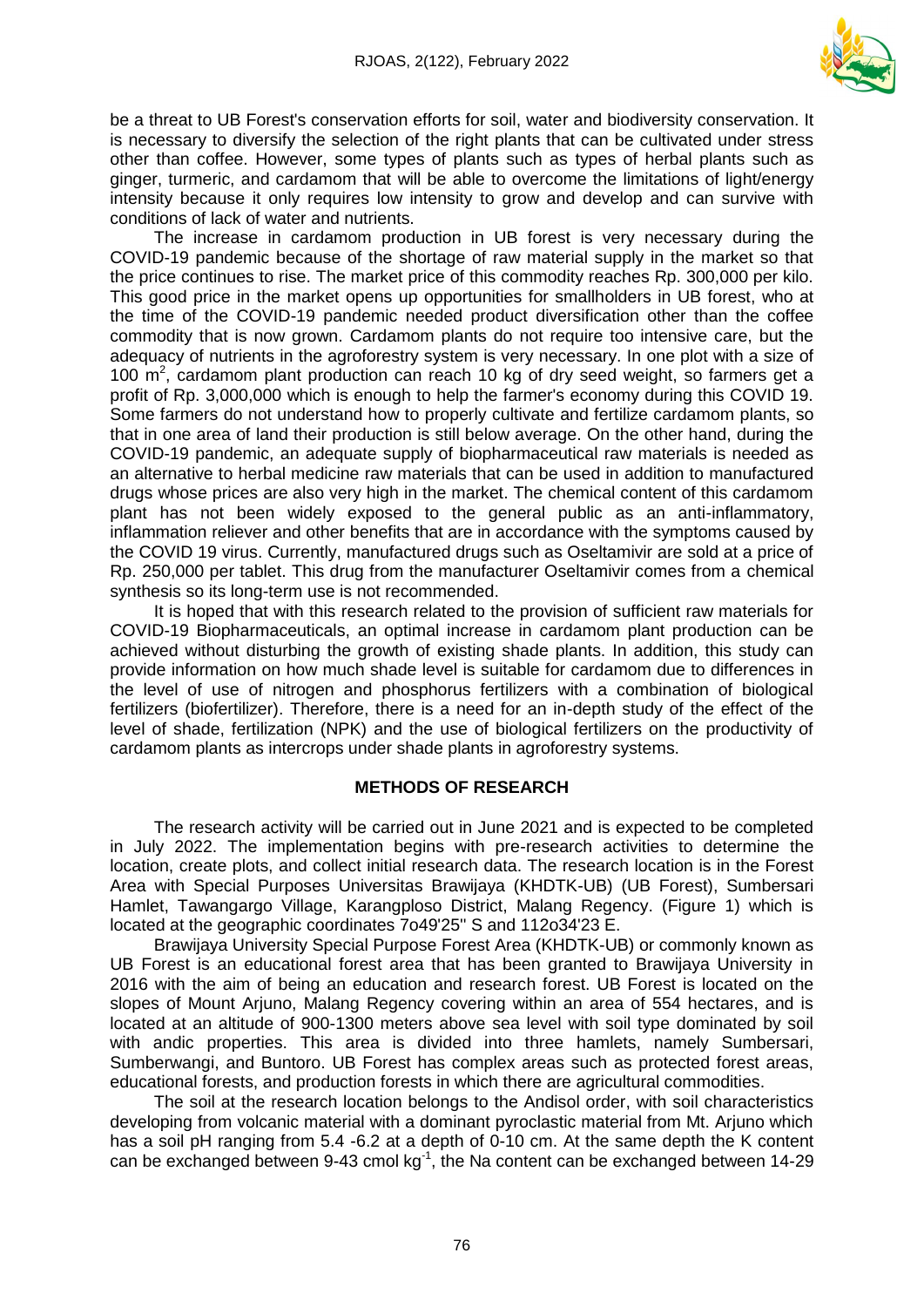be a threat to UB Forest's conservation efforts for soil, water and biodiversity conservation. It is necessary to diversify the selection of the right plants that can be cultivated under stress other than coffee. However, some types of plants such as types of herbal plants such as ginger, turmeric, and cardamom that will be able to overcome the limitations of light/energy intensity because it only requires low intensity to grow and develop and can survive with conditions of lack of water and nutrients.

The increase in cardamom production in UB forest is very necessary during the COVID-19 pandemic because of the shortage of raw material supply in the market so that the price continues to rise. The market price of this commodity reaches Rp. 300,000 per kilo. This good price in the market opens up opportunities for smallholders in UB forest, who at the time of the COVID-19 pandemic needed product diversification other than the coffee commodity that is now grown. Cardamom plants do not require too intensive care, but the adequacy of nutrients in the agroforestry system is very necessary. In one plot with a size of 100 $m^2$, cardamom plant production can reach 10 kg of dry seed weight, so farmers get a profit of Rp. 3,000,000 which is enough to help the farmer's economy during this COVID 19. Some farmers do not understand how to properly cultivate and fertilize cardamom plants, so that in one area of land their production is still below average. On the other hand, during the COVID-19 pandemic, an adequate supply of biopharmaceutical raw materials is needed as an alternative to herbal medicine raw materials that can be used in addition to manufactured drugs whose prices are also very high in the market. The chemical content of this cardamom plant has not been widely exposed to the general public as an anti-inflammatory, inflammation reliever and other benefits that are in accordance with the symptoms caused by the COVID 19 virus. Currently, manufactured drugs such as Oseltamivir are sold at a price of Rp. 250,000 per tablet. This drug from the manufacturer Oseltamivir comes from a chemical synthesis so its long-term use is not recommended.

It is hoped that with this research related to the provision of sufficient raw materials for COVID-19 Biopharmaceuticals, an optimal increase in cardamom plant production can be achieved without disturbing the growth of existing shade plants. In addition, this study can provide information on how much shade level is suitable for cardamom due to differences in the level of use of nitrogen and phosphorus fertilizers with a combination of biological fertilizers (biofertilizer). Therefore, there is a need for an in-depth study of the effect of the level of shade, fertilization (NPK) and the use of biological fertilizers on the productivity of cardamom plants as intercrops under shade plants in agroforestry systems.

## METHODS OF RESEARCH

The research activity will be carried out in June 2021 and is expected to be completed in July 2022. The implementation begins with pre-research activities to determine the location, create plots, and collect initial research data. The research location is in the Forest Area with Special Purposes Universitas Brawijaya (KHDTK-UB) (UB Forest), Sumbersari Hamlet, Tawangargo Village, Karangploso District, Malang Regency. (Figure 1) which is located at the geographic coordinates 7o49'25" S and 112o34'23 E.

Brawijaya University Special Purpose Forest Area (KHDTK-UB) or commonly known as UB Forest is an educational forest area that has been granted to Brawijaya University in 2016 with the aim of being an education and research forest. UB Forest is located on the slopes of Mount Arjuno, Malang Regency covering within an area of 554 hectares, and is located at an altitude of 900-1300 meters above sea level with soil type dominated by soil with andic properties. This area is divided into three hamlets, namely Sumbersari, Sumberwangi, and Buntoro. UB Forest has complex areas such as protected forest areas, educational forests, and production forests in which there are agricultural commodities.

The soil at the research location belongs to the Andisol order, with soil characteristics developing from volcanic material with a dominant pyroclastic material from Mt. Arjuno which has a soil pH ranging from 5.4 -6.2 at a depth of 0-10 cm. At the same depth the K content can be exchanged between 9-43 cmol $kg^{-1}$, the Na content can be exchanged between 14-29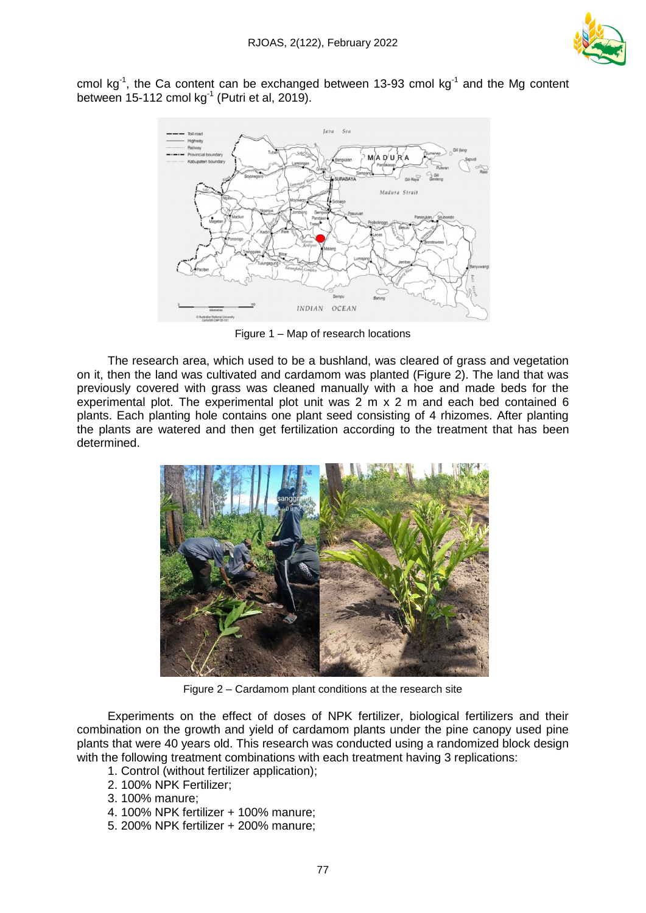cmol $kg^{-1}$, the Ca content can be exchanged between 13-93 cmol $kg^{-1}$ and the Mg content between 15-112 cmol $kg^{-1}$ (Putri et al, 2019).

Figure 1 – Map of research locations

The research area, which used to be a bushland, was cleared of grass and vegetation on it, then the land was cultivated and cardamom was planted (Figure 2). The land that was previously covered with grass was cleaned manually with a hoe and made beds for the experimental plot. The experimental plot unit was 2 m x 2 m and each bed contained 6 plants. Each planting hole contains one plant seed consisting of 4 rhizomes. After planting the plants are watered and then get fertilization according to the treatment that has been determined.

Figure 2 – Cardamom plant conditions at the research site

Experiments on the effect of doses of NPK fertilizer, biological fertilizers and their combination on the growth and yield of cardamom plants under the pine canopy used pine plants that were 40 years old. This research was conducted using a randomized block design with the following treatment combinations with each treatment having 3 replications:

1. Control (without fertilizer application);
2. 100% NPK Fertilizer;
3. 100% manure;
4. 100% NPK fertilizer + 100% manure;
5. 200% NPK fertilizer + 200% manure;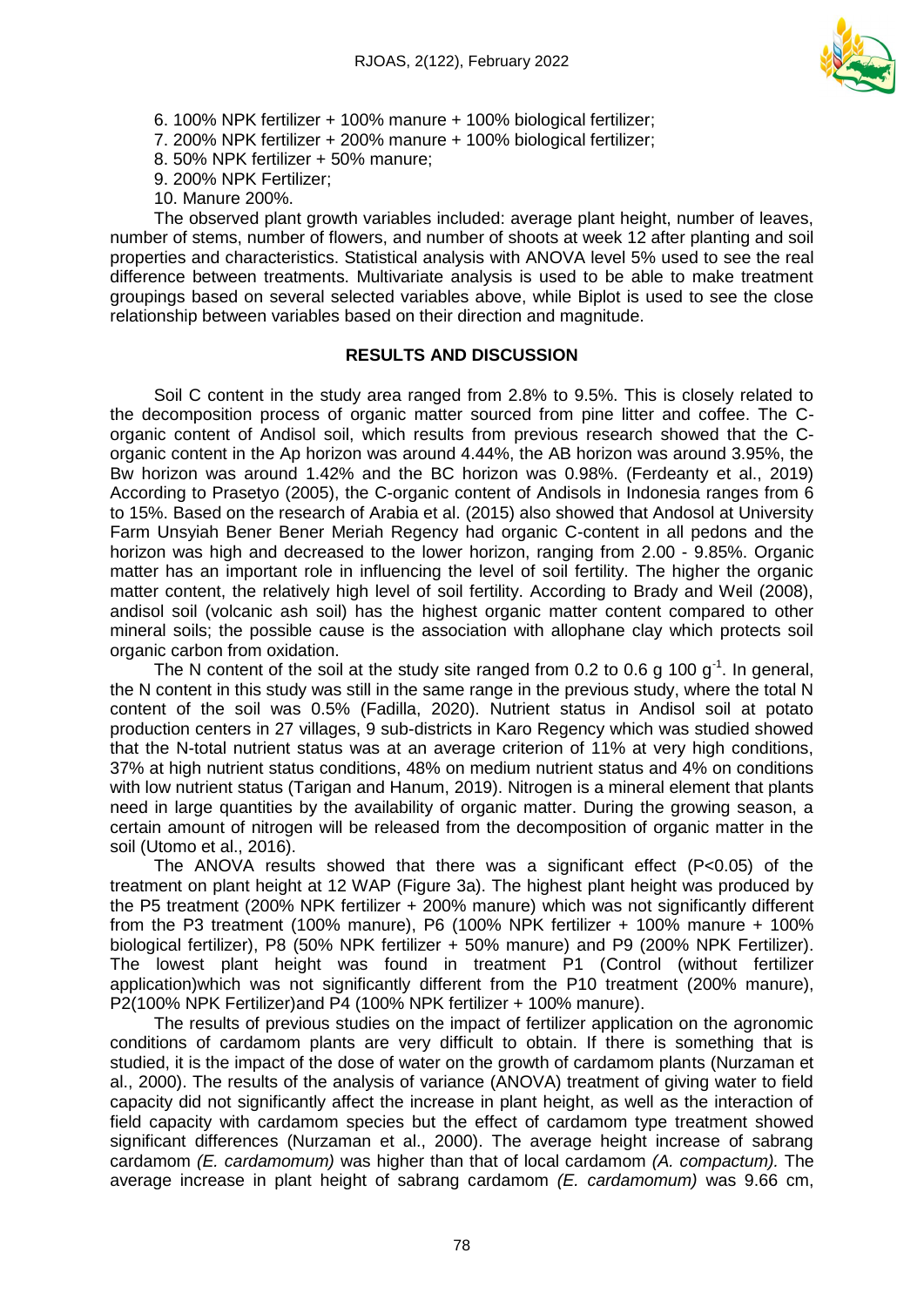6. 100% NPK fertilizer + 100% manure + 100% biological fertilizer;
7. 200% NPK fertilizer + 200% manure + 100% biological fertilizer;
8. 50% NPK fertilizer + 50% manure;
9. 200% NPK Fertilizer;
10. Manure 200%.

The observed plant growth variables included: average plant height, number of leaves, number of stems, number of flowers, and number of shoots at week 12 after planting and soil properties and characteristics. Statistical analysis with ANOVA level 5% used to see the real difference between treatments. Multivariate analysis is used to be able to make treatment groupings based on several selected variables above, while Biplot is used to see the close relationship between variables based on their direction and magnitude.

## RESULTS AND DISCUSSION

Soil C content in the study area ranged from 2.8% to 9.5%. This is closely related to the decomposition process of organic matter sourced from pine litter and coffee. The C-organic content of Andisol soil, which results from previous research showed that the C-organic content in the Ap horizon was around 4.44%, the AB horizon was around 3.95%, the Bw horizon was around 1.42% and the BC horizon was 0.98%. (Ferdeanty et al., 2019) According to Prasetyo (2005), the C-organic content of Andisols in Indonesia ranges from 6 to 15%. Based on the research of Arabia et al. (2015) also showed that Andosol at University Farm Unsyiah Bener Bener Meriah Regency had organic C-content in all pedons and the horizon was high and decreased to the lower horizon, ranging from 2.00 - 9.85%. Organic matter has an important role in influencing the level of soil fertility. The higher the organic matter content, the relatively high level of soil fertility. According to Brady and Weil (2008), andisol soil (volcanic ash soil) has the highest organic matter content compared to other mineral soils; the possible cause is the association with allophane clay which protects soil organic carbon from oxidation.

The N content of the soil at the study site ranged from 0.2 to 0.6 g 100 $g^{-1}$. In general, the N content in this study was still in the same range in the previous study, where the total N content of the soil was 0.5% (Fadilla, 2020). Nutrient status in Andisol soil at potato production centers in 27 villages, 9 sub-districts in Karo Regency which was studied showed that the N-total nutrient status was at an average criterion of 11% at very high conditions, 37% at high nutrient status conditions, 48% on medium nutrient status and 4% on conditions with low nutrient status (Tarigan and Hanum, 2019). Nitrogen is a mineral element that plants need in large quantities by the availability of organic matter. During the growing season, a certain amount of nitrogen will be released from the decomposition of organic matter in the soil (Utomo et al., 2016).

The ANOVA results showed that there was a significant effect ($P<0.05$) of the treatment on plant height at 12 WAP (Figure 3a). The highest plant height was produced by the P5 treatment (200% NPK fertilizer + 200% manure) which was not significantly different from the P3 treatment (100% manure), P6 (100% NPK fertilizer + 100% manure + 100% biological fertilizer), P8 (50% NPK fertilizer + 50% manure) and P9 (200% NPK Fertilizer). The lowest plant height was found in treatment P1 (Control (without fertilizer application)which was not significantly different from the P10 treatment (200% manure), P2(100% NPK Fertilizer)and P4 (100% NPK fertilizer + 100% manure).

The results of previous studies on the impact of fertilizer application on the agronomic conditions of cardamom plants are very difficult to obtain. If there is something that is studied, it is the impact of the dose of water on the growth of cardamom plants (Nurzaman et al., 2000). The results of the analysis of variance (ANOVA) treatment of giving water to field capacity did not significantly affect the increase in plant height, as well as the interaction of field capacity with cardamom species but the effect of cardamom type treatment showed significant differences (Nurzaman et al., 2000). The average height increase of sabrang cardamom *(E. cardamomum)* was higher than that of local cardamom *(A. compactum).* The average increase in plant height of sabrang cardamom *(E. cardamomum)* was 9.66 cm,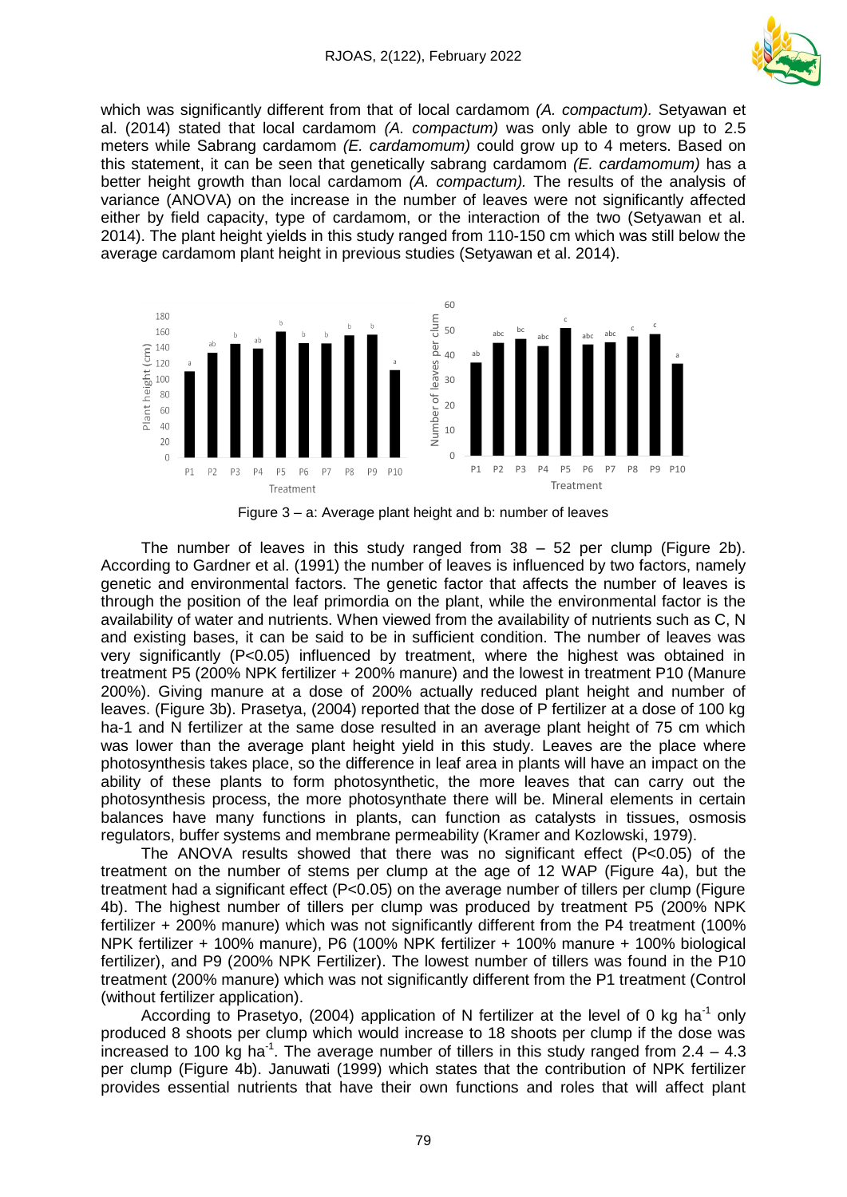which was significantly different from that of local cardamom *(A. compactum).* Setyawan et al. (2014) stated that local cardamom *(A. compactum)* was only able to grow up to 2.5 meters while Sabrang cardamom *(E. cardamomum)* could grow up to 4 meters. Based on this statement, it can be seen that genetically sabrang cardamom *(E. cardamomum)* has a better height growth than local cardamom *(A. compactum).* The results of the analysis of variance (ANOVA) on the increase in the number of leaves were not significantly affected either by field capacity, type of cardamom, or the interaction of the two (Setyawan et al. 2014). The plant height yields in this study ranged from 110-150 cm which was still below the average cardamom plant height in previous studies (Setyawan et al. 2014).

Figure 3 – a: Average plant height and b: number of leaves

The number of leaves in this study ranged from 38 – 52 per clump (Figure 2b). According to Gardner et al. (1991) the number of leaves is influenced by two factors, namely genetic and environmental factors. The genetic factor that affects the number of leaves is through the position of the leaf primordia on the plant, while the environmental factor is the availability of water and nutrients. When viewed from the availability of nutrients such as C, N and existing bases, it can be said to be in sufficient condition. The number of leaves was very significantly ($P<0.05$) influenced by treatment, where the highest was obtained in treatment P5 (200% NPK fertilizer + 200% manure) and the lowest in treatment P10 (Manure 200%). Giving manure at a dose of 200% actually reduced plant height and number of leaves. (Figure 3b). Prasetya, (2004) reported that the dose of P fertilizer at a dose of 100 kg ha-1 and N fertilizer at the same dose resulted in an average plant height of 75 cm which was lower than the average plant height yield in this study. Leaves are the place where photosynthesis takes place, so the difference in leaf area in plants will have an impact on the ability of these plants to form photosynthetic, the more leaves that can carry out the photosynthesis process, the more photosynthate there will be. Mineral elements in certain balances have many functions in plants, can function as catalysts in tissues, osmosis regulators, buffer systems and membrane permeability (Kramer and Kozlowski, 1979).

The ANOVA results showed that there was no significant effect ($P<0.05$) of the treatment on the number of stems per clump at the age of 12 WAP (Figure 4a), but the treatment had a significant effect ($P<0.05$) on the average number of tillers per clump (Figure 4b). The highest number of tillers per clump was produced by treatment P5 (200% NPK fertilizer + 200% manure) which was not significantly different from the P4 treatment (100% NPK fertilizer + 100% manure), P6 (100% NPK fertilizer + 100% manure + 100% biological fertilizer), and P9 (200% NPK Fertilizer). The lowest number of tillers was found in the P10 treatment (200% manure) which was not significantly different from the P1 treatment (Control (without fertilizer application).

According to Prasetyo, (2004) application of N fertilizer at the level of 0 kg $ha^{-1}$ only produced 8 shoots per clump which would increase to 18 shoots per clump if the dose was increased to 100 kg $ha^{-1}$. The average number of tillers in this study ranged from 2.4 – 4.3 per clump (Figure 4b). Januwati (1999) which states that the contribution of NPK fertilizer provides essential nutrients that have their own functions and roles that will affect plant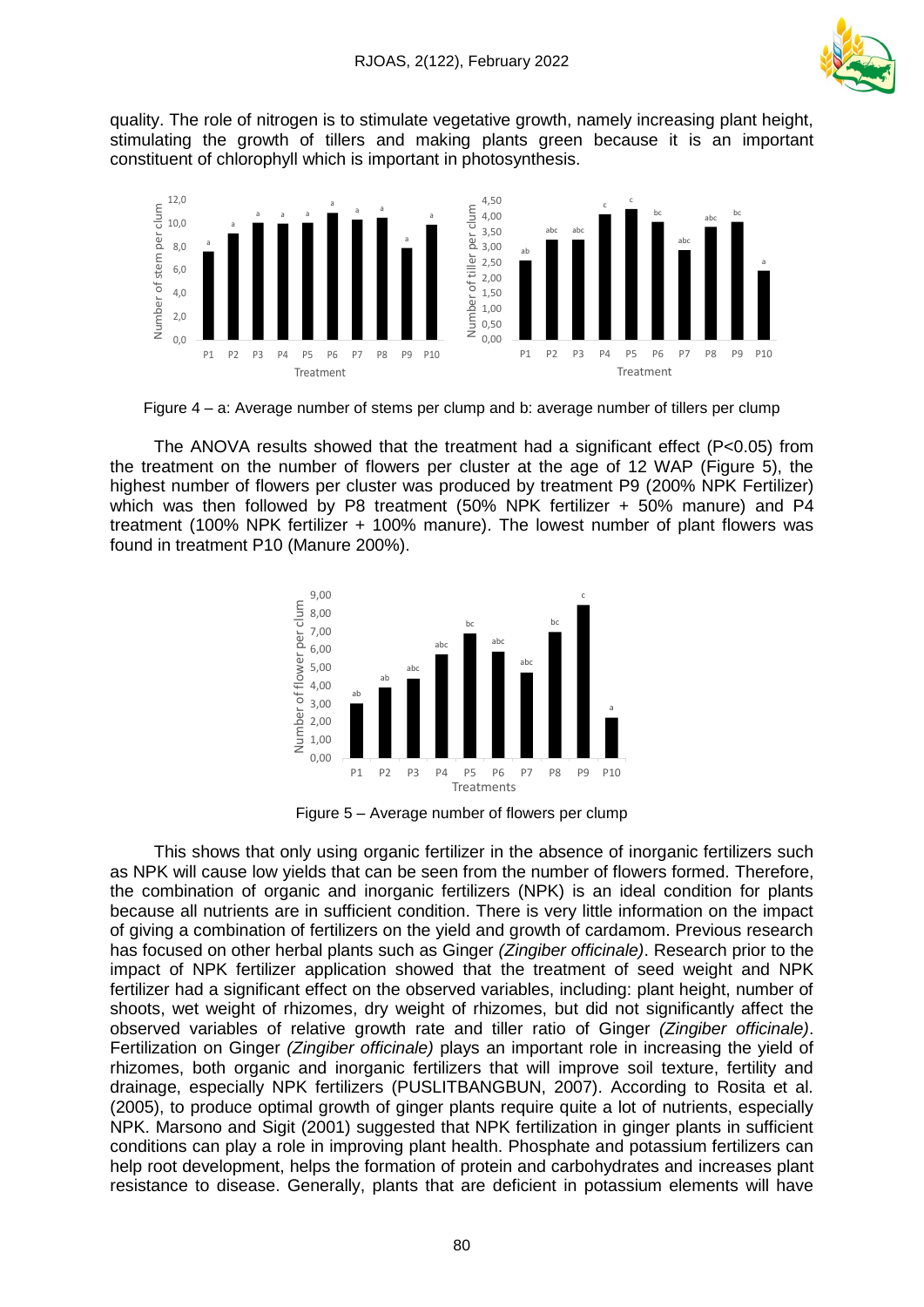quality. The role of nitrogen is to stimulate vegetative growth, namely increasing plant height, stimulating the growth of tillers and making plants green because it is an important constituent of chlorophyll which is important in photosynthesis.

Figure 4 – a: Average number of stems per clump and b: average number of tillers per clump

The ANOVA results showed that the treatment had a significant effect ($P<0.05$) from the treatment on the number of flowers per cluster at the age of 12 WAP (Figure 5), the highest number of flowers per cluster was produced by treatment P9 (200% NPK Fertilizer) which was then followed by P8 treatment (50% NPK fertilizer + 50% manure) and P4 treatment (100% NPK fertilizer + 100% manure). The lowest number of plant flowers was found in treatment P10 (Manure 200%).

Figure 5 – Average number of flowers per clump

This shows that only using organic fertilizer in the absence of inorganic fertilizers such as NPK will cause low yields that can be seen from the number of flowers formed. Therefore, the combination of organic and inorganic fertilizers (NPK) is an ideal condition for plants because all nutrients are in sufficient condition. There is very little information on the impact of giving a combination of fertilizers on the yield and growth of cardamom. Previous research has focused on other herbal plants such as Ginger *(Zingiber officinale)*. Research prior to the impact of NPK fertilizer application showed that the treatment of seed weight and NPK fertilizer had a significant effect on the observed variables, including: plant height, number of shoots, wet weight of rhizomes, dry weight of rhizomes, but did not significantly affect the observed variables of relative growth rate and tiller ratio of Ginger *(Zingiber officinale)*. Fertilization on Ginger *(Zingiber officinale)* plays an important role in increasing the yield of rhizomes, both organic and inorganic fertilizers that will improve soil texture, fertility and drainage, especially NPK fertilizers (PUSLITBANGBUN, 2007). According to Rosita et al. (2005), to produce optimal growth of ginger plants require quite a lot of nutrients, especially NPK. Marsono and Sigit (2001) suggested that NPK fertilization in ginger plants in sufficient conditions can play a role in improving plant health. Phosphate and potassium fertilizers can help root development, helps the formation of protein and carbohydrates and increases plant resistance to disease. Generally, plants that are deficient in potassium elements will have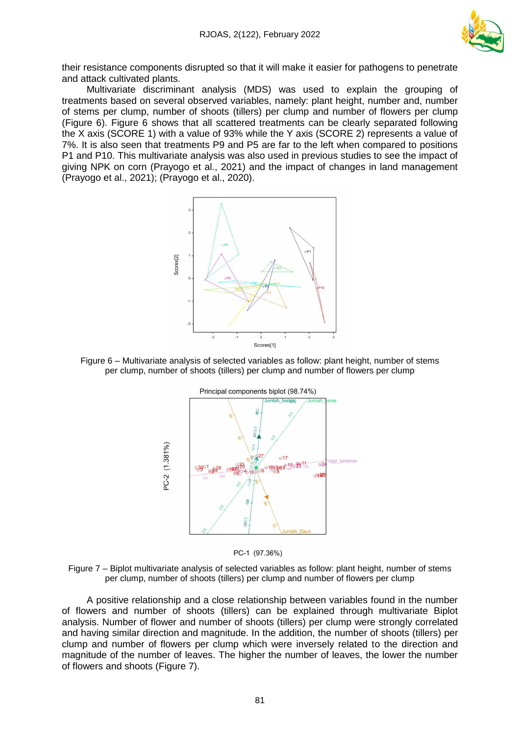their resistance components disrupted so that it will make it easier for pathogens to penetrate and attack cultivated plants.

Multivariate discriminant analysis (MDS) was used to explain the grouping of treatments based on several observed variables, namely: plant height, number and, number of stems per clump, number of shoots (tillers) per clump and number of flowers per clump (Figure 6). Figure 6 shows that all scattered treatments can be clearly separated following the X axis (SCORE 1) with a value of 93% while the Y axis (SCORE 2) represents a value of 7%. It is also seen that treatments P9 and P5 are far to the left when compared to positions P1 and P10. This multivariate analysis was also used in previous studies to see the impact of giving NPK on corn (Prayogo et al., 2021) and the impact of changes in land management (Prayogo et al., 2021); (Prayogo et al., 2020).

Figure 6 – Multivariate analysis of selected variables as follow: plant height, number of stems per clump, number of shoots (tillers) per clump and number of flowers per clump

Figure 7 – Biplot multivariate analysis of selected variables as follow: plant height, number of stems per clump, number of shoots (tillers) per clump and number of flowers per clump

A positive relationship and a close relationship between variables found in the number of flowers and number of shoots (tillers) can be explained through multivariate Biplot analysis. Number of flower and number of shoots (tillers) per clump were strongly correlated and having similar direction and magnitude. In the addition, the number of shoots (tillers) per clump and number of flowers per clump which were inversely related to the direction and magnitude of the number of leaves. The higher the number of leaves, the lower the number of flowers and shoots (Figure 7).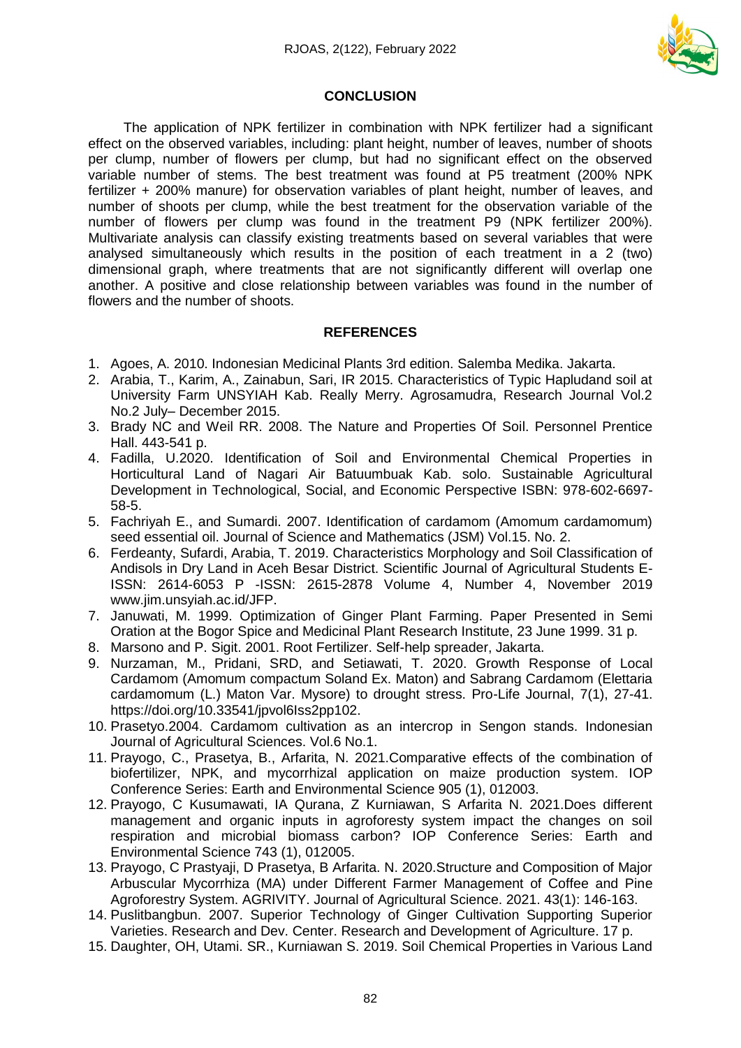## CONCLUSION

The application of NPK fertilizer in combination with NPK fertilizer had a significant effect on the observed variables, including: plant height, number of leaves, number of shoots per clump, number of flowers per clump, but had no significant effect on the observed variable number of stems. The best treatment was found at P5 treatment (200% NPK fertilizer + 200% manure) for observation variables of plant height, number of leaves, and number of shoots per clump, while the best treatment for the observation variable of the number of flowers per clump was found in the treatment P9 (NPK fertilizer 200%). Multivariate analysis can classify existing treatments based on several variables that were analysed simultaneously which results in the position of each treatment in a 2 (two) dimensional graph, where treatments that are not significantly different will overlap one another. A positive and close relationship between variables was found in the number of flowers and the number of shoots.

## REFERENCES

1. Agoes, A. 2010. Indonesian Medicinal Plants 3rd edition. Salemba Medika. Jakarta.
2. Arabia, T., Karim, A., Zainabun, Sari, IR 2015. Characteristics of Typic Hapludand soil at University Farm UNSYIAH Kab. Really Merry. Agrosamudra, Research Journal Vol.2 No.2 July– December 2015.
3. Brady NC and Weil RR. 2008. The Nature and Properties Of Soil. Personnel Prentice Hall. 443-541 p.
4. Fadilla, U.2020. Identification of Soil and Environmental Chemical Properties in Horticultural Land of Nagari Air Batuumbuak Kab. solo. Sustainable Agricultural Development in Technological, Social, and Economic Perspective ISBN: 978-602-6697-58-5.
5. Fachriyah E., and Sumardi. 2007. Identification of cardamom (Amomum cardamomum) seed essential oil. Journal of Science and Mathematics (JSM) Vol.15. No. 2.
6. Ferdeanty, Sufardi, Arabia, T. 2019. Characteristics Morphology and Soil Classification of Andisols in Dry Land in Aceh Besar District. Scientific Journal of Agricultural Students E-ISSN: 2614-6053 P -ISSN: 2615-2878 Volume 4, Number 4, November 2019 www.jim.unsyiah.ac.id/JFP.
7. Januwati, M. 1999. Optimization of Ginger Plant Farming. Paper Presented in Semi Oration at the Bogor Spice and Medicinal Plant Research Institute, 23 June 1999. 31 p.
8. Marsono and P. Sigit. 2001. Root Fertilizer. Self-help spreader, Jakarta.
9. Nurzaman, M., Pridani, SRD, and Setiawati, T. 2020. Growth Response of Local Cardamom (Amomum compactum Soland Ex. Maton) and Sabrang Cardamom (Elettaria cardamomum (L.) Maton Var. Mysore) to drought stress. Pro-Life Journal, 7(1), 27-41. https://doi.org/10.33541/jpvol6Iss2pp102.
10. Prasetyo.2004. Cardamom cultivation as an intercrop in Sengon stands. Indonesian Journal of Agricultural Sciences. Vol.6 No.1.
11. Prayogo, C., Prasetya, B., Arfarita, N. 2021.Comparative effects of the combination of biofertilizer, NPK, and mycorrhizal application on maize production system. IOP Conference Series: Earth and Environmental Science 905 (1), 012003.
12. Prayogo, C Kusumawati, IA Qurana, Z Kurniawan, S Arfarita N. 2021.Does different management and organic inputs in agroforesty system impact the changes on soil respiration and microbial biomass carbon? IOP Conference Series: Earth and Environmental Science 743 (1), 012005.
13. Prayogo, C Prastyaji, D Prasetya, B Arfarita. N. 2020.Structure and Composition of Major Arbuscular Mycorrhiza (MA) under Different Farmer Management of Coffee and Pine Agroforestry System. AGRIVITY. Journal of Agricultural Science. 2021. 43(1): 146-163.
14. Puslitbangbun. 2007. Superior Technology of Ginger Cultivation Supporting Superior Varieties. Research and Dev. Center. Research and Development of Agriculture. 17 p.
15. Daughter, OH, Utami. SR., Kurniawan S. 2019. Soil Chemical Properties in Various Land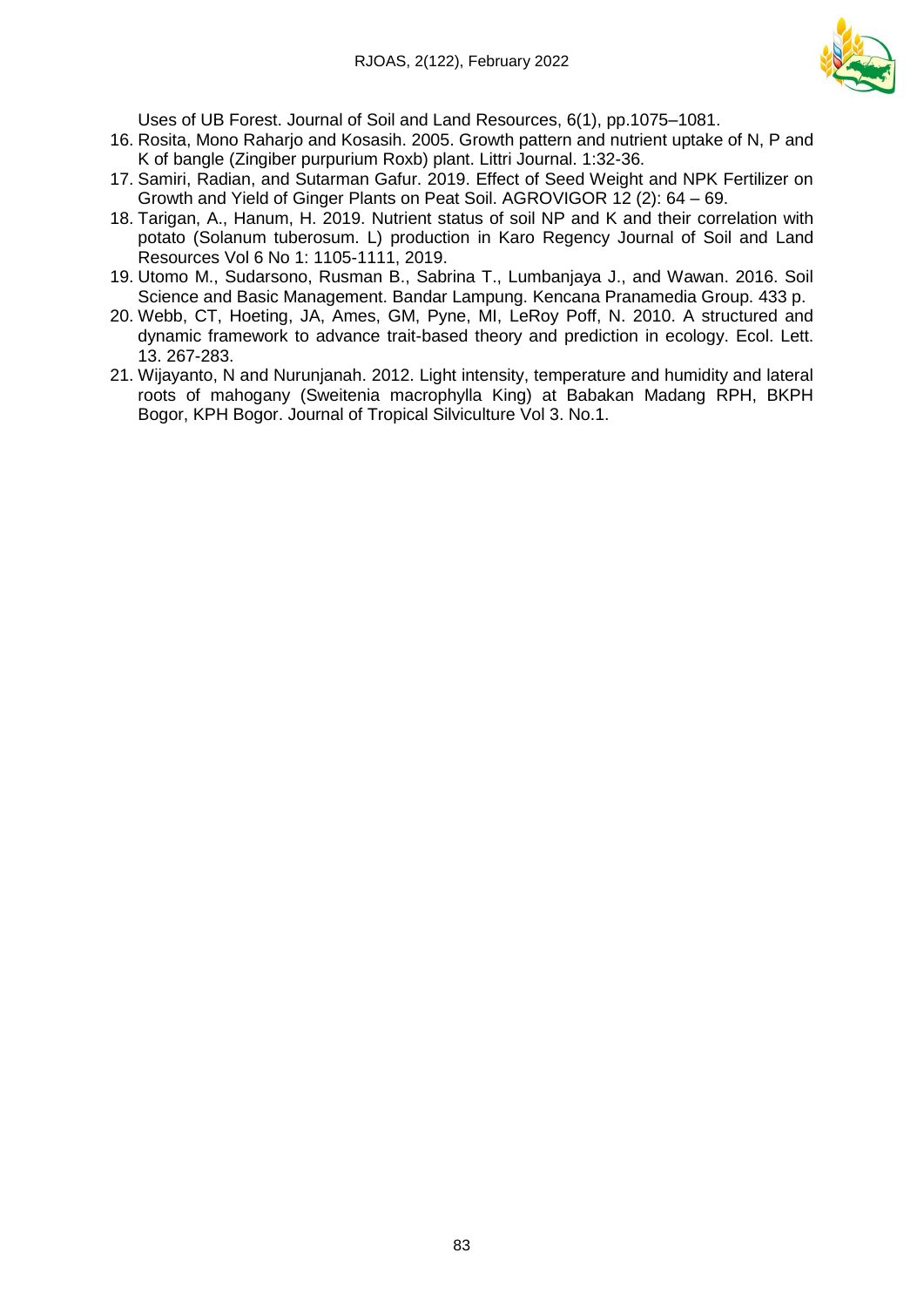Uses of UB Forest. Journal of Soil and Land Resources, 6(1), pp.1075–1081.

16. Rosita, Mono Raharjo and Kosasih. 2005. Growth pattern and nutrient uptake of N, P and K of bangle (Zingiber purpurium Roxb) plant. Littri Journal. 1:32-36.
17. Samiri, Radian, and Sutarman Gafur. 2019. Effect of Seed Weight and NPK Fertilizer on Growth and Yield of Ginger Plants on Peat Soil. AGROVIGOR 12 (2): 64 – 69.
18. Tarigan, A., Hanum, H. 2019. Nutrient status of soil NP and K and their correlation with potato (Solanum tuberosum. L) production in Karo Regency Journal of Soil and Land Resources Vol 6 No 1: 1105-1111, 2019.
19. Utomo M., Sudarsono, Rusman B., Sabrina T., Lumbanjaya J., and Wawan. 2016. Soil Science and Basic Management. Bandar Lampung. Kencana Pranamedia Group. 433 p.
20. Webb, CT, Hoeting, JA, Ames, GM, Pyne, MI, LeRoy Poff, N. 2010. A structured and dynamic framework to advance trait-based theory and prediction in ecology. Ecol. Lett. 13. 267-283.
21. Wijayanto, N and Nurunjanah. 2012. Light intensity, temperature and humidity and lateral roots of mahogany (Sweitenia macrophylla King) at Babakan Madang RPH, BKPH Bogor, KPH Bogor. Journal of Tropical Silviculture Vol 3. No.1.